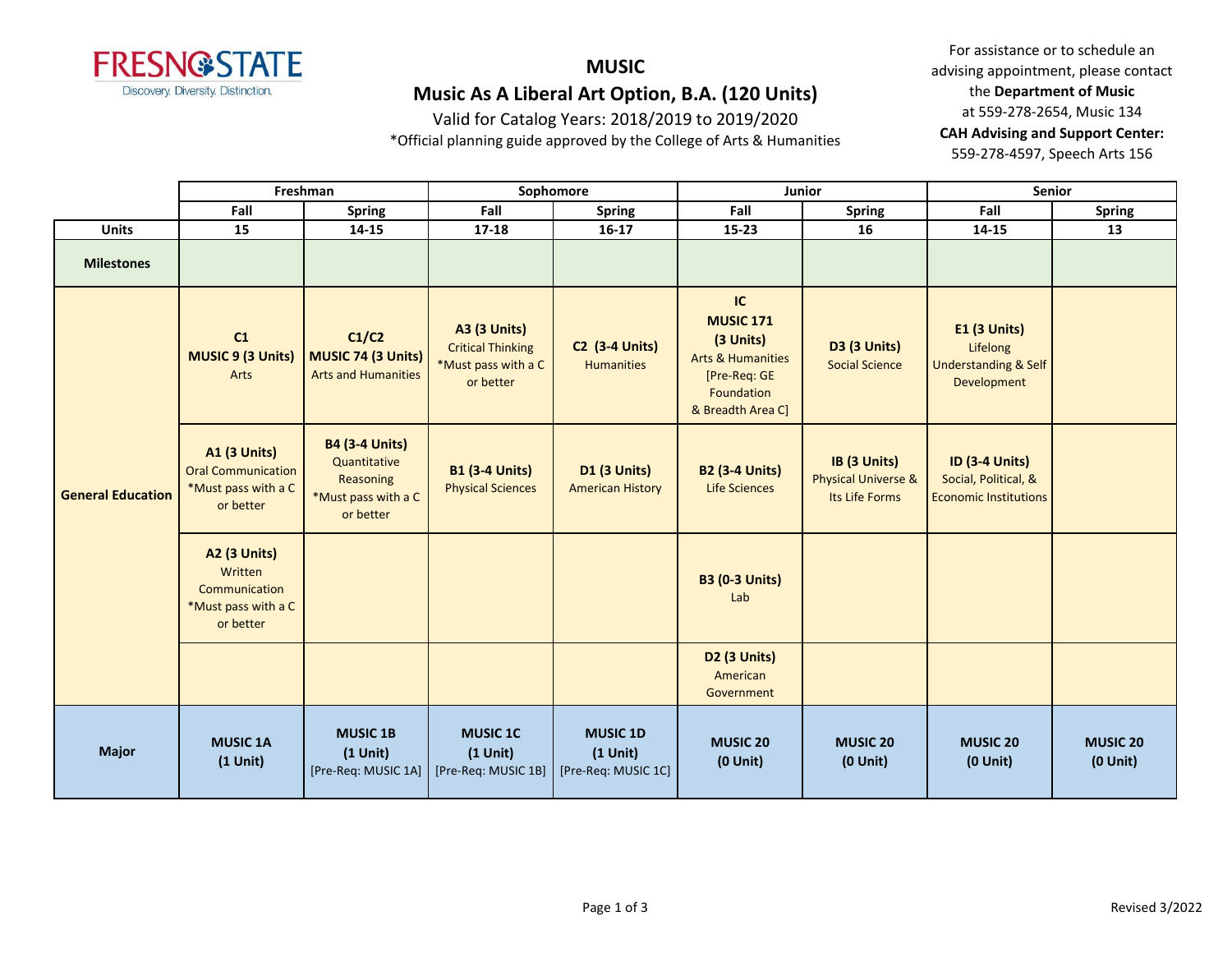FRESNO STATE
Discovery. Diversity. Distinction.

# MUSIC

## Music As A Liberal Art Option, B.A. (120 Units)

Valid for Catalog Years: 2018/2019 to 2019/2020

*Official planning guide approved by the College of Arts & Humanities

For assistance or to schedule an advising appointment, please contact the **Department of Music** at 559-278-2654, Music 134

**CAH Advising and Support Center:** 559-278-4597, Speech Arts 156

| | Freshman | | Sophomore | | Junior | | Senior | |
|---|---|---|---|---|---|---|---|---|
| | Fall | Spring | Fall | Spring | Fall | Spring | Fall | Spring |
| **Units** | 15 | 14-15 | 17-18 | 16-17 | 15-23 | 16 | 14-15 | 13 |
| **Milestones** | | | | | | | | |
| **General Education** | **C1** **MUSIC 9 (3 Units)** Arts | **C1/C2** **MUSIC 74 (3 Units)** Arts and Humanities | **A3 (3 Units)** Critical Thinking *Must pass with a C or better | **C2 (3-4 Units)** Humanities | **IC** **MUSIC 171** **(3 Units)** Arts & Humanities [Pre-Req: GE Foundation & Breadth Area C] | **D3 (3 Units)** Social Science | **E1 (3 Units)** Lifelong Understanding & Self Development | |
| | **A1 (3 Units)** Oral Communication *Must pass with a C or better | **B4 (3-4 Units)** Quantitative Reasoning *Must pass with a C or better | **B1 (3-4 Units)** Physical Sciences | **D1 (3 Units)** American History | **B2 (3-4 Units)** Life Sciences | **IB (3 Units)** Physical Universe & Its Life Forms | **ID (3-4 Units)** Social, Political, & Economic Institutions | |
| | **A2 (3 Units)** Written Communication *Must pass with a C or better | | | | **B3 (0-3 Units)** Lab | | | |
| | | | | | **D2 (3 Units)** American Government | | | |
| **Major** | **MUSIC 1A** **(1 Unit)** | **MUSIC 1B** **(1 Unit)** [Pre-Req: MUSIC 1A] | **MUSIC 1C** **(1 Unit)** [Pre-Req: MUSIC 1B] | **MUSIC 1D** **(1 Unit)** [Pre-Req: MUSIC 1C] | **MUSIC 20** **(0 Unit)** | **MUSIC 20** **(0 Unit)** | **MUSIC 20** **(0 Unit)** | **MUSIC 20** **(0 Unit)** |

Revised 3/2022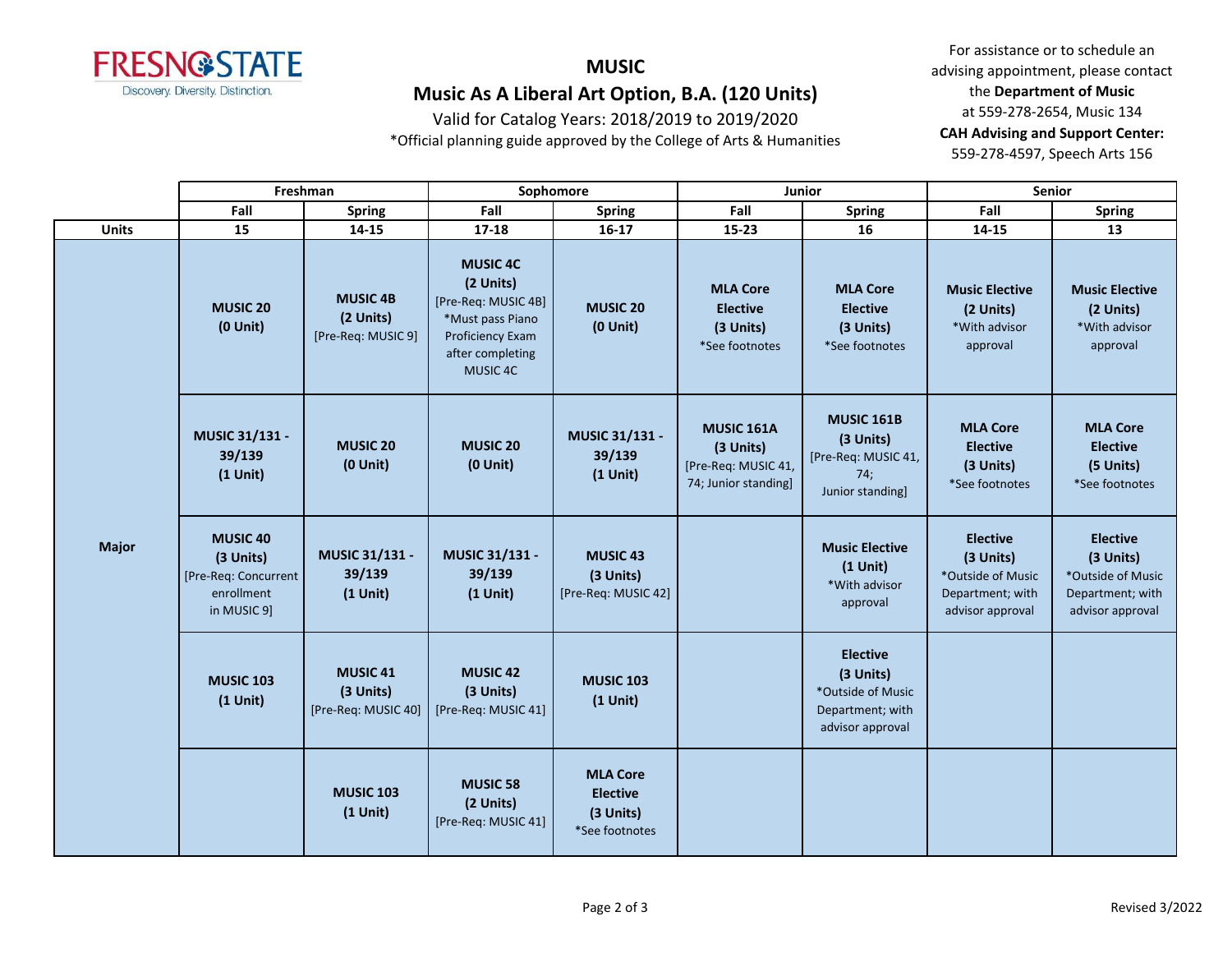# MUSIC

## Music As A Liberal Art Option, B.A. (120 Units)

Valid for Catalog Years: 2018/2019 to 2019/2020

*Official planning guide approved by the College of Arts & Humanities

For assistance or to schedule an advising appointment, please contact the **Department of Music** at 559-278-2654, Music 134

**CAH Advising and Support Center:** 559-278-4597, Speech Arts 156

| | Freshman | | Sophomore | | Junior | | Senior | |
|---|---|---|---|---|---|---|---|---|
| | Fall | Spring | Fall | Spring | Fall | Spring | Fall | Spring |
| **Units** | **15** | **14-15** | **17-18** | **16-17** | **15-23** | **16** | **14-15** | **13** |
| **Major** | **MUSIC 20 (0 Unit)** | **MUSIC 4B (2 Units)** [Pre-Req: MUSIC 9] | **MUSIC 4C (2 Units)** [Pre-Req: MUSIC 4B] *Must pass Piano Proficiency Exam after completing MUSIC 4C | **MUSIC 20 (0 Unit)** | **MLA Core Elective (3 Units)** *See footnotes | **MLA Core Elective (3 Units)** *See footnotes | **Music Elective (2 Units)** *With advisor approval | **Music Elective (2 Units)** *With advisor approval |
| **Major** | **MUSIC 31/131 - 39/139 (1 Unit)** | **MUSIC 20 (0 Unit)** | **MUSIC 20 (0 Unit)** | **MUSIC 31/131 - 39/139 (1 Unit)** | **MUSIC 161A (3 Units)** [Pre-Req: MUSIC 41, 74; Junior standing] | **MUSIC 161B (3 Units)** [Pre-Req: MUSIC 41, 74; Junior standing] | **MLA Core Elective (3 Units)** *See footnotes | **MLA Core Elective (5 Units)** *See footnotes |
| **Major** | **MUSIC 40 (3 Units)** [Pre-Req: Concurrent enrollment in MUSIC 9] | **MUSIC 31/131 - 39/139 (1 Unit)** | **MUSIC 31/131 - 39/139 (1 Unit)** | **MUSIC 43 (3 Units)** [Pre-Req: MUSIC 42] | | **Music Elective (1 Unit)** *With advisor approval | **Elective (3 Units)** *Outside of Music Department; with advisor approval | **Elective (3 Units)** *Outside of Music Department; with advisor approval |
| **Major** | **MUSIC 103 (1 Unit)** | **MUSIC 41 (3 Units)** [Pre-Req: MUSIC 40] | **MUSIC 42 (3 Units)** [Pre-Req: MUSIC 41] | **MUSIC 103 (1 Unit)** | | **Elective (3 Units)** *Outside of Music Department; with advisor approval | | |
| **Major** | | **MUSIC 103 (1 Unit)** | **MUSIC 58 (2 Units)** [Pre-Req: MUSIC 41] | **MLA Core Elective (3 Units)** *See footnotes | | | | |

Revised 3/2022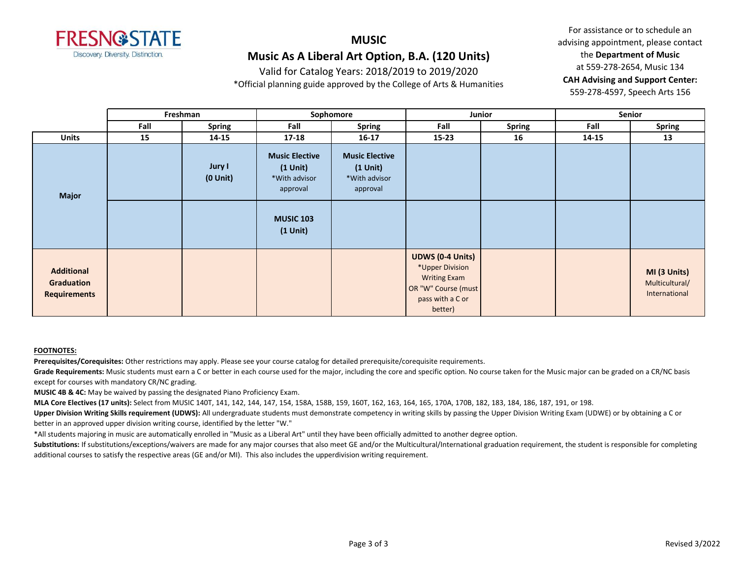# MUSIC

## Music As A Liberal Art Option, B.A. (120 Units)

Valid for Catalog Years: 2018/2019 to 2019/2020

*Official planning guide approved by the College of Arts & Humanities

For assistance or to schedule an advising appointment, please contact the **Department of Music** at 559-278-2654, Music 134

**CAH Advising and Support Center:** 559-278-4597, Speech Arts 156

| | Freshman | | Sophomore | | Junior | | Senior | |
|---|---|---|---|---|---|---|---|---|
| | **Fall** | **Spring** | **Fall** | **Spring** | **Fall** | **Spring** | **Fall** | **Spring** |
| **Units** | **15** | **14-15** | **17-18** | **16-17** | **15-23** | **16** | **14-15** | **13** |
| **Major** | | **Jury I (0 Unit)** | **Music Elective (1 Unit)** *With advisor approval | **Music Elective (1 Unit)** *With advisor approval | | | | |
| | | | **MUSIC 103 (1 Unit)** | | | | | |
| **Additional Graduation Requirements** | | | | | **UDWS (0-4 Units)** *Upper Division Writing Exam OR "W" Course (must pass with a C or better) | | | **MI (3 Units)** Multicultural/ International |

**FOOTNOTES:**

**Prerequisites/Corequisites:** Other restrictions may apply. Please see your course catalog for detailed prerequisite/corequisite requirements.

**Grade Requirements:** Music students must earn a C or better in each course used for the major, including the core and specific option. No course taken for the Music major can be graded on a CR/NC basis except for courses with mandatory CR/NC grading.

**MUSIC 4B & 4C:** May be waived by passing the designated Piano Proficiency Exam.

**MLA Core Electives (17 units):** Select from MUSIC 140T, 141, 142, 144, 147, 154, 158A, 158B, 159, 160T, 162, 163, 164, 165, 170A, 170B, 182, 183, 184, 186, 187, 191, or 198.

**Upper Division Writing Skills requirement (UDWS):** All undergraduate students must demonstrate competency in writing skills by passing the Upper Division Writing Exam (UDWE) or by obtaining a C or better in an approved upper division writing course, identified by the letter "W."

*All students majoring in music are automatically enrolled in "Music as a Liberal Art" until they have been officially admitted to another degree option.

**Substitutions:** If substitutions/exceptions/waivers are made for any major courses that also meet GE and/or the Multicultural/International graduation requirement, the student is responsible for completing additional courses to satisfy the respective areas (GE and/or MI). This also includes the upperdivision writing requirement.

Revised 3/2022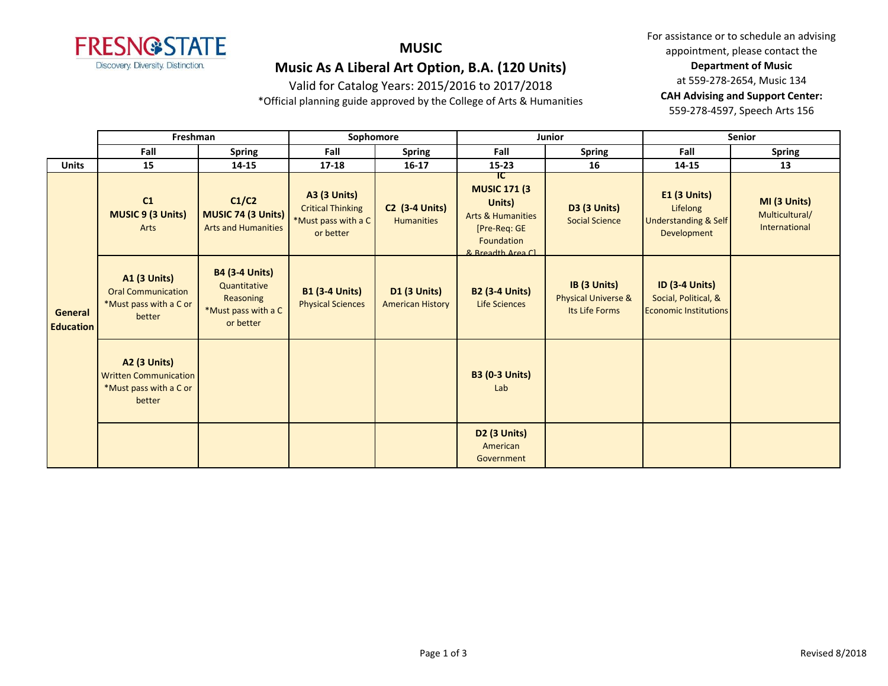# MUSIC

## Music As A Liberal Art Option, B.A. (120 Units)

Valid for Catalog Years: 2015/2016 to 2017/2018

*Official planning guide approved by the College of Arts & Humanities

For assistance or to schedule an advising appointment, please contact the **Department of Music** at 559-278-2654, Music 134

**CAH Advising and Support Center:** 559-278-4597, Speech Arts 156

| | Freshman | | Sophomore | | Junior | | Senior | |
|---|---|---|---|---|---|---|---|---|
| | Fall | Spring | Fall | Spring | Fall | Spring | Fall | Spring |
| **Units** | 15 | 14-15 | 17-18 | 16-17 | 15-23 | 16 | 14-15 | 13 |
| **General Education** | **C1** **MUSIC 9 (3 Units)** Arts | **C1/C2** **MUSIC 74 (3 Units)** Arts and Humanities | **A3 (3 Units)** Critical Thinking *Must pass with a C or better | **C2 (3-4 Units)** Humanities | **IC** **MUSIC 171 (3 Units)** Arts & Humanities [Pre-Req: GE Foundation & Breadth Area C] | **D3 (3 Units)** Social Science | **E1 (3 Units)** Lifelong Understanding & Self Development | **MI (3 Units)** Multicultural/ International |
| | **A1 (3 Units)** Oral Communication *Must pass with a C or better | **B4 (3-4 Units)** Quantitative Reasoning *Must pass with a C or better | **B1 (3-4 Units)** Physical Sciences | **D1 (3 Units)** American History | **B2 (3-4 Units)** Life Sciences | **IB (3 Units)** Physical Universe & Its Life Forms | **ID (3-4 Units)** Social, Political, & Economic Institutions | |
| | **A2 (3 Units)** Written Communication *Must pass with a C or better | | | | **B3 (0-3 Units)** Lab | | | |
| | | | | | **D2 (3 Units)** American Government | | | |

Revised 8/2018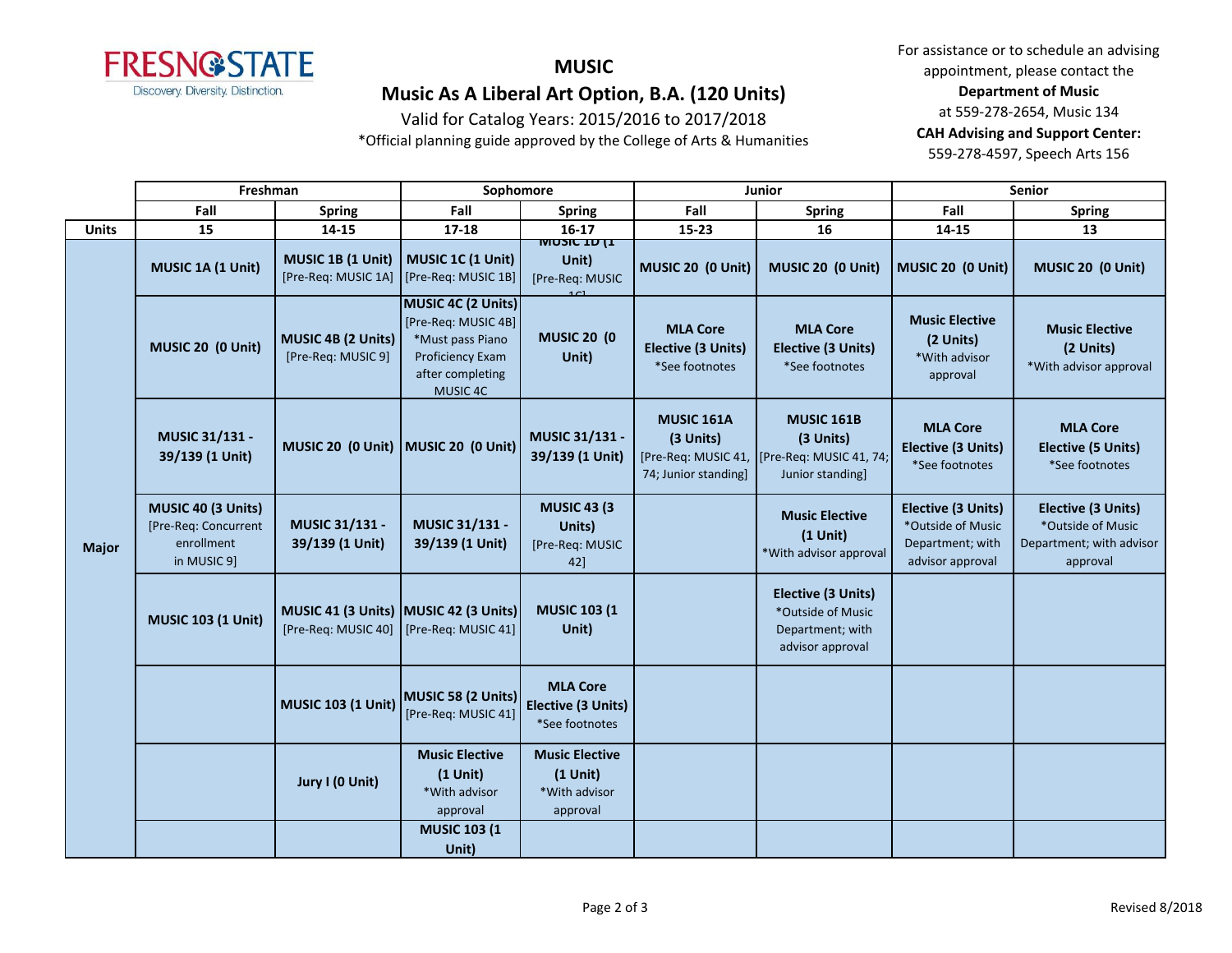# MUSIC

## Music As A Liberal Art Option, B.A. (120 Units)

Valid for Catalog Years: 2015/2016 to 2017/2018

*Official planning guide approved by the College of Arts & Humanities

For assistance or to schedule an advising appointment, please contact the **Department of Music** at 559-278-2654, Music 134

**CAH Advising and Support Center:** 559-278-4597, Speech Arts 156

| | Freshman | | Sophomore | | Junior | | Senior | |
|---|---|---|---|---|---|---|---|---|
| | Fall | Spring | Fall | Spring | Fall | Spring | Fall | Spring |
| **Units** | 15 | 14-15 | 17-18 | 16-17 | 15-23 | 16 | 14-15 | 13 |
| **Major** | **MUSIC 1A (1 Unit)** | **MUSIC 1B (1 Unit)** [Pre-Req: MUSIC 1A] | **MUSIC 1C (1 Unit)** [Pre-Req: MUSIC 1B] | **MUSIC 1D (1 Unit)** [Pre-Req: MUSIC 1C] | **MUSIC 20 (0 Unit)** | **MUSIC 20 (0 Unit)** | **MUSIC 20 (0 Unit)** | **MUSIC 20 (0 Unit)** |
| | **MUSIC 20 (0 Unit)** | **MUSIC 4B (2 Units)** [Pre-Req: MUSIC 9] | **MUSIC 4C (2 Units)** [Pre-Req: MUSIC 4B] *Must pass Piano Proficiency Exam after completing MUSIC 4C | **MUSIC 20 (0 Unit)** | **MLA Core Elective (3 Units)** *See footnotes | **MLA Core Elective (3 Units)** *See footnotes | **Music Elective (2 Units)** *With advisor approval | **Music Elective (2 Units)** *With advisor approval |
| | **MUSIC 31/131 - 39/139 (1 Unit)** | **MUSIC 20 (0 Unit)** | **MUSIC 20 (0 Unit)** | **MUSIC 31/131 - 39/139 (1 Unit)** | **MUSIC 161A (3 Units)** [Pre-Req: MUSIC 41, 74; Junior standing] | **MUSIC 161B (3 Units)** [Pre-Req: MUSIC 41, 74; Junior standing] | **MLA Core Elective (3 Units)** *See footnotes | **MLA Core Elective (5 Units)** *See footnotes |
| | **MUSIC 40 (3 Units)** [Pre-Req: Concurrent enrollment in MUSIC 9] | **MUSIC 31/131 - 39/139 (1 Unit)** | **MUSIC 31/131 - 39/139 (1 Unit)** | **MUSIC 43 (3 Units)** [Pre-Req: MUSIC 42] | | **Music Elective (1 Unit)** *With advisor approval | **Elective (3 Units)** *Outside of Music Department; with advisor approval | **Elective (3 Units)** *Outside of Music Department; with advisor approval |
| | **MUSIC 103 (1 Unit)** | **MUSIC 41 (3 Units)** [Pre-Req: MUSIC 40] | **MUSIC 42 (3 Units)** [Pre-Req: MUSIC 41] | **MUSIC 103 (1 Unit)** | | **Elective (3 Units)** *Outside of Music Department; with advisor approval | | |
| | | **MUSIC 103 (1 Unit)** | **MUSIC 58 (2 Units)** [Pre-Req: MUSIC 41] | **MLA Core Elective (3 Units)** *See footnotes | | | | |
| | | **Jury I (0 Unit)** | **Music Elective (1 Unit)** *With advisor approval | **Music Elective (1 Unit)** *With advisor approval | | | | |
| | | | **MUSIC 103 (1 Unit)** | | | | | |

Revised 8/2018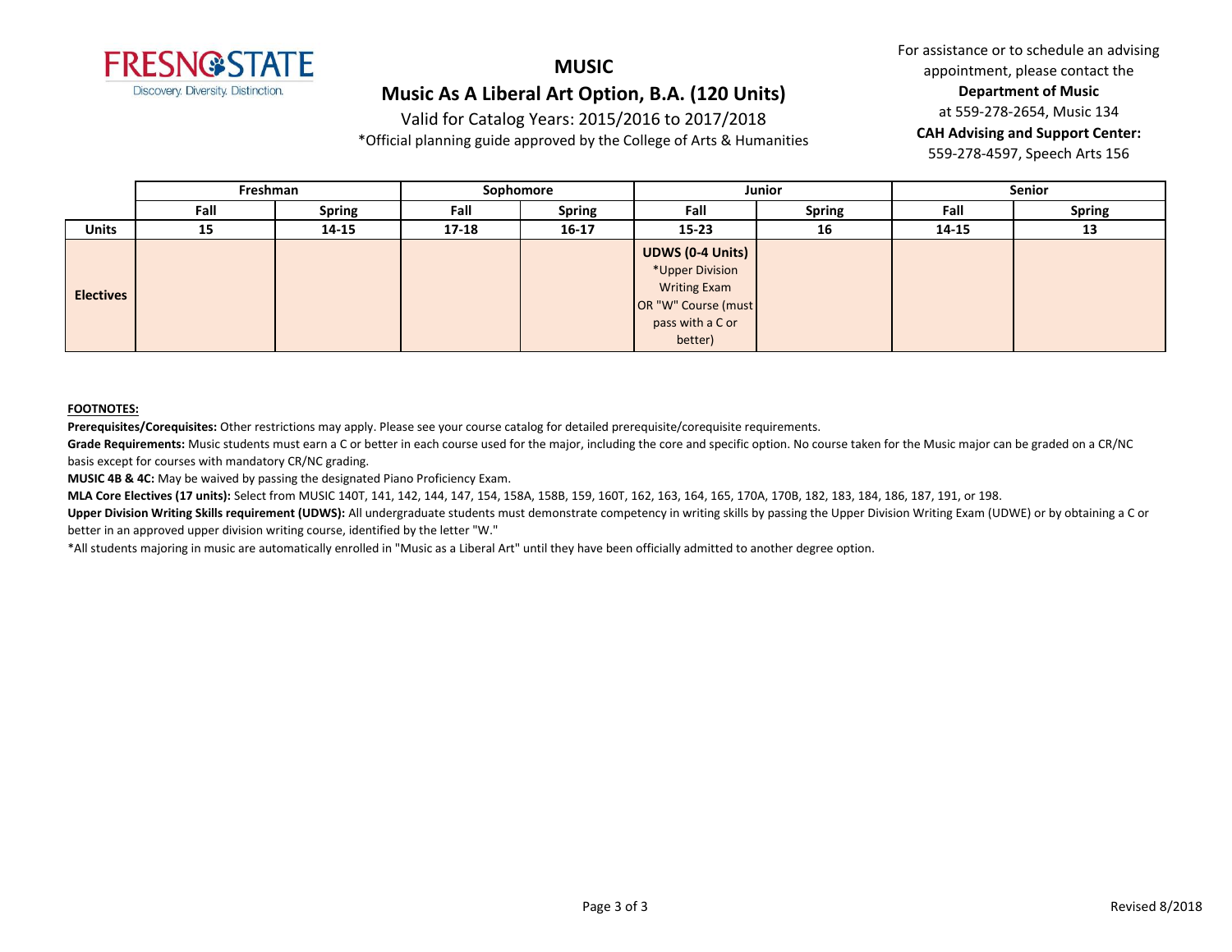# MUSIC

## Music As A Liberal Art Option, B.A. (120 Units)

Valid for Catalog Years: 2015/2016 to 2017/2018

*Official planning guide approved by the College of Arts & Humanities

For assistance or to schedule an advising appointment, please contact the **Department of Music** at 559-278-2654, Music 134
**CAH Advising and Support Center:** 559-278-4597, Speech Arts 156

| | Freshman | | Sophomore | | Junior | | Senior | |
|---|---|---|---|---|---|---|---|---|
| | **Fall** | **Spring** | **Fall** | **Spring** | **Fall** | **Spring** | **Fall** | **Spring** |
| **Units** | **15** | **14-15** | **17-18** | **16-17** | **15-23** | **16** | **14-15** | **13** |
| **Electives** | | | | | **UDWS (0-4 Units)** *Upper Division Writing Exam OR "W" Course (must pass with a C or better) | | | |

**FOOTNOTES:**

**Prerequisites/Corequisites:** Other restrictions may apply. Please see your course catalog for detailed prerequisite/corequisite requirements.

**Grade Requirements:** Music students must earn a C or better in each course used for the major, including the core and specific option. No course taken for the Music major can be graded on a CR/NC basis except for courses with mandatory CR/NC grading.

**MUSIC 4B & 4C:** May be waived by passing the designated Piano Proficiency Exam.

**MLA Core Electives (17 units):** Select from MUSIC 140T, 141, 142, 144, 147, 154, 158A, 158B, 159, 160T, 162, 163, 164, 165, 170A, 170B, 182, 183, 184, 186, 187, 191, or 198.

**Upper Division Writing Skills requirement (UDWS):** All undergraduate students must demonstrate competency in writing skills by passing the Upper Division Writing Exam (UDWE) or by obtaining a C or better in an approved upper division writing course, identified by the letter "W."

*All students majoring in music are automatically enrolled in "Music as a Liberal Art" until they have been officially admitted to another degree option.

Revised 8/2018